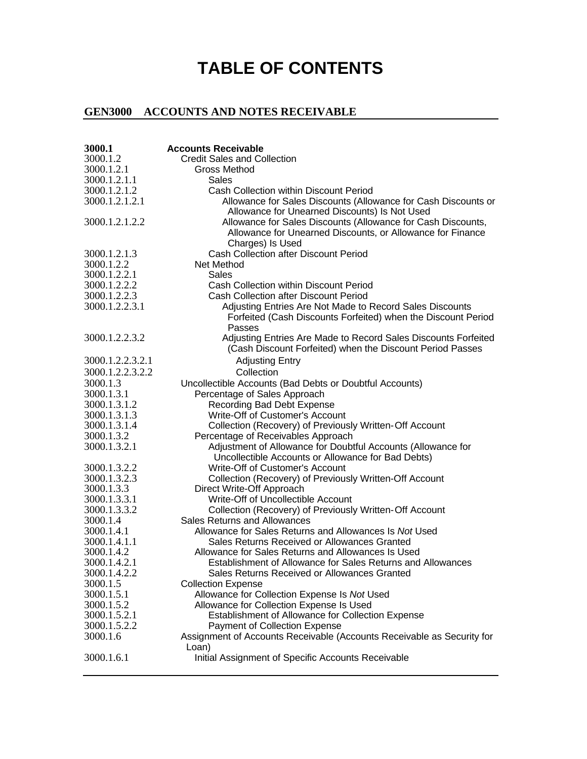# TABLE OF CONTENTS

## GEN3000 ACCOUNTS AND NOTES RECEIVABLE

| | |
|---|---|
| **3000.1** | **Accounts Receivable** |
| 3000.1.2 | Credit Sales and Collection |
| 3000.1.2.1 | Gross Method |
| 3000.1.2.1.1 | Sales |
| 3000.1.2.1.2 | Cash Collection within Discount Period |
| 3000.1.2.1.2.1 | Allowance for Sales Discounts (Allowance for Cash Discounts or Allowance for Unearned Discounts) Is Not Used |
| 3000.1.2.1.2.2 | Allowance for Sales Discounts (Allowance for Cash Discounts, Allowance for Unearned Discounts, or Allowance for Finance Charges) Is Used |
| 3000.1.2.1.3 | Cash Collection after Discount Period |
| 3000.1.2.2 | Net Method |
| 3000.1.2.2.1 | Sales |
| 3000.1.2.2.2 | Cash Collection within Discount Period |
| 3000.1.2.2.3 | Cash Collection after Discount Period |
| 3000.1.2.2.3.1 | Adjusting Entries Are Not Made to Record Sales Discounts Forfeited (Cash Discounts Forfeited) when the Discount Period Passes |
| 3000.1.2.2.3.2 | Adjusting Entries Are Made to Record Sales Discounts Forfeited (Cash Discount Forfeited) when the Discount Period Passes |
| 3000.1.2.2.3.2.1 | Adjusting Entry |
| 3000.1.2.2.3.2.2 | Collection |
| 3000.1.3 | Uncollectible Accounts (Bad Debts or Doubtful Accounts) |
| 3000.1.3.1 | Percentage of Sales Approach |
| 3000.1.3.1.2 | Recording Bad Debt Expense |
| 3000.1.3.1.3 | Write-Off of Customer's Account |
| 3000.1.3.1.4 | Collection (Recovery) of Previously Written-Off Account |
| 3000.1.3.2 | Percentage of Receivables Approach |
| 3000.1.3.2.1 | Adjustment of Allowance for Doubtful Accounts (Allowance for Uncollectible Accounts or Allowance for Bad Debts) |
| 3000.1.3.2.2 | Write-Off of Customer's Account |
| 3000.1.3.2.3 | Collection (Recovery) of Previously Written-Off Account |
| 3000.1.3.3 | Direct Write-Off Approach |
| 3000.1.3.3.1 | Write-Off of Uncollectible Account |
| 3000.1.3.3.2 | Collection (Recovery) of Previously Written-Off Account |
| 3000.1.4 | Sales Returns and Allowances |
| 3000.1.4.1 | Allowance for Sales Returns and Allowances Is *Not* Used |
| 3000.1.4.1.1 | Sales Returns Received or Allowances Granted |
| 3000.1.4.2 | Allowance for Sales Returns and Allowances Is Used |
| 3000.1.4.2.1 | Establishment of Allowance for Sales Returns and Allowances |
| 3000.1.4.2.2 | Sales Returns Received or Allowances Granted |
| 3000.1.5 | Collection Expense |
| 3000.1.5.1 | Allowance for Collection Expense Is *Not* Used |
| 3000.1.5.2 | Allowance for Collection Expense Is Used |
| 3000.1.5.2.1 | Establishment of Allowance for Collection Expense |
| 3000.1.5.2.2 | Payment of Collection Expense |
| 3000.1.6 | Assignment of Accounts Receivable (Accounts Receivable as Security for Loan) |
| 3000.1.6.1 | Initial Assignment of Specific Accounts Receivable |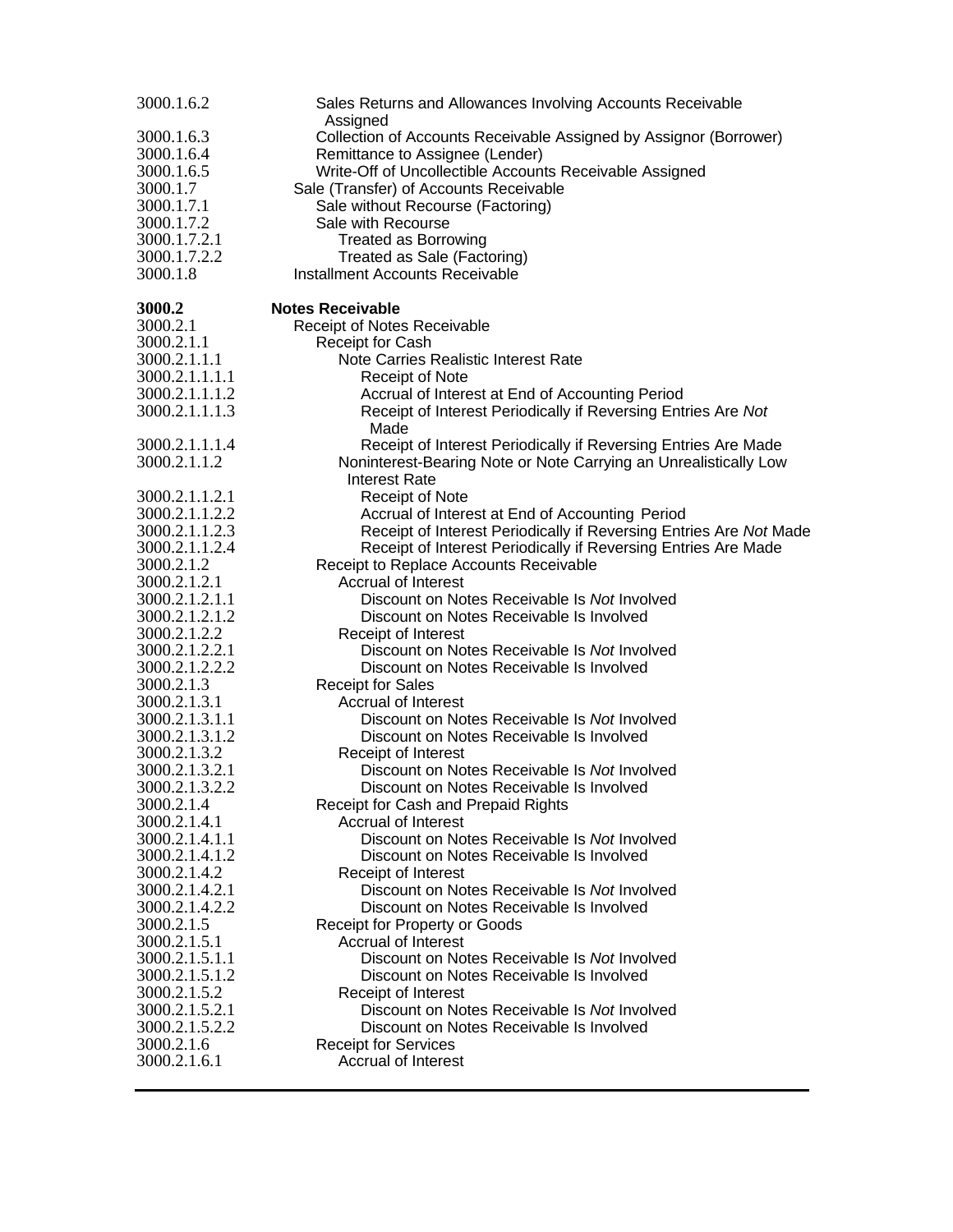| | |
|---|---|
| 3000.1.6.2 | Sales Returns and Allowances Involving Accounts Receivable Assigned |
| 3000.1.6.3 | Collection of Accounts Receivable Assigned by Assignor (Borrower) |
| 3000.1.6.4 | Remittance to Assignee (Lender) |
| 3000.1.6.5 | Write-Off of Uncollectible Accounts Receivable Assigned |
| 3000.1.7 | Sale (Transfer) of Accounts Receivable |
| 3000.1.7.1 | Sale without Recourse (Factoring) |
| 3000.1.7.2 | Sale with Recourse |
| 3000.1.7.2.1 | Treated as Borrowing |
| 3000.1.7.2.2 | Treated as Sale (Factoring) |
| 3000.1.8 | Installment Accounts Receivable |
| | |
| **3000.2** | **Notes Receivable** |
| 3000.2.1 | Receipt of Notes Receivable |
| 3000.2.1.1 | Receipt for Cash |
| 3000.2.1.1.1 | Note Carries Realistic Interest Rate |
| 3000.2.1.1.1.1 | Receipt of Note |
| 3000.2.1.1.1.2 | Accrual of Interest at End of Accounting Period |
| 3000.2.1.1.1.3 | Receipt of Interest Periodically if Reversing Entries Are *Not* Made |
| 3000.2.1.1.1.4 | Receipt of Interest Periodically if Reversing Entries Are Made |
| 3000.2.1.1.2 | Noninterest-Bearing Note or Note Carrying an Unrealistically Low Interest Rate |
| 3000.2.1.1.2.1 | Receipt of Note |
| 3000.2.1.1.2.2 | Accrual of Interest at End of Accounting Period |
| 3000.2.1.1.2.3 | Receipt of Interest Periodically if Reversing Entries Are *Not* Made |
| 3000.2.1.1.2.4 | Receipt of Interest Periodically if Reversing Entries Are Made |
| 3000.2.1.2 | Receipt to Replace Accounts Receivable |
| 3000.2.1.2.1 | Accrual of Interest |
| 3000.2.1.2.1.1 | Discount on Notes Receivable Is *Not* Involved |
| 3000.2.1.2.1.2 | Discount on Notes Receivable Is Involved |
| 3000.2.1.2.2 | Receipt of Interest |
| 3000.2.1.2.2.1 | Discount on Notes Receivable Is *Not* Involved |
| 3000.2.1.2.2.2 | Discount on Notes Receivable Is Involved |
| 3000.2.1.3 | Receipt for Sales |
| 3000.2.1.3.1 | Accrual of Interest |
| 3000.2.1.3.1.1 | Discount on Notes Receivable Is *Not* Involved |
| 3000.2.1.3.1.2 | Discount on Notes Receivable Is Involved |
| 3000.2.1.3.2 | Receipt of Interest |
| 3000.2.1.3.2.1 | Discount on Notes Receivable Is *Not* Involved |
| 3000.2.1.3.2.2 | Discount on Notes Receivable Is Involved |
| 3000.2.1.4 | Receipt for Cash and Prepaid Rights |
| 3000.2.1.4.1 | Accrual of Interest |
| 3000.2.1.4.1.1 | Discount on Notes Receivable Is *Not* Involved |
| 3000.2.1.4.1.2 | Discount on Notes Receivable Is Involved |
| 3000.2.1.4.2 | Receipt of Interest |
| 3000.2.1.4.2.1 | Discount on Notes Receivable Is *Not* Involved |
| 3000.2.1.4.2.2 | Discount on Notes Receivable Is Involved |
| 3000.2.1.5 | Receipt for Property or Goods |
| 3000.2.1.5.1 | Accrual of Interest |
| 3000.2.1.5.1.1 | Discount on Notes Receivable Is *Not* Involved |
| 3000.2.1.5.1.2 | Discount on Notes Receivable Is Involved |
| 3000.2.1.5.2 | Receipt of Interest |
| 3000.2.1.5.2.1 | Discount on Notes Receivable Is *Not* Involved |
| 3000.2.1.5.2.2 | Discount on Notes Receivable Is Involved |
| 3000.2.1.6 | Receipt for Services |
| 3000.2.1.6.1 | Accrual of Interest |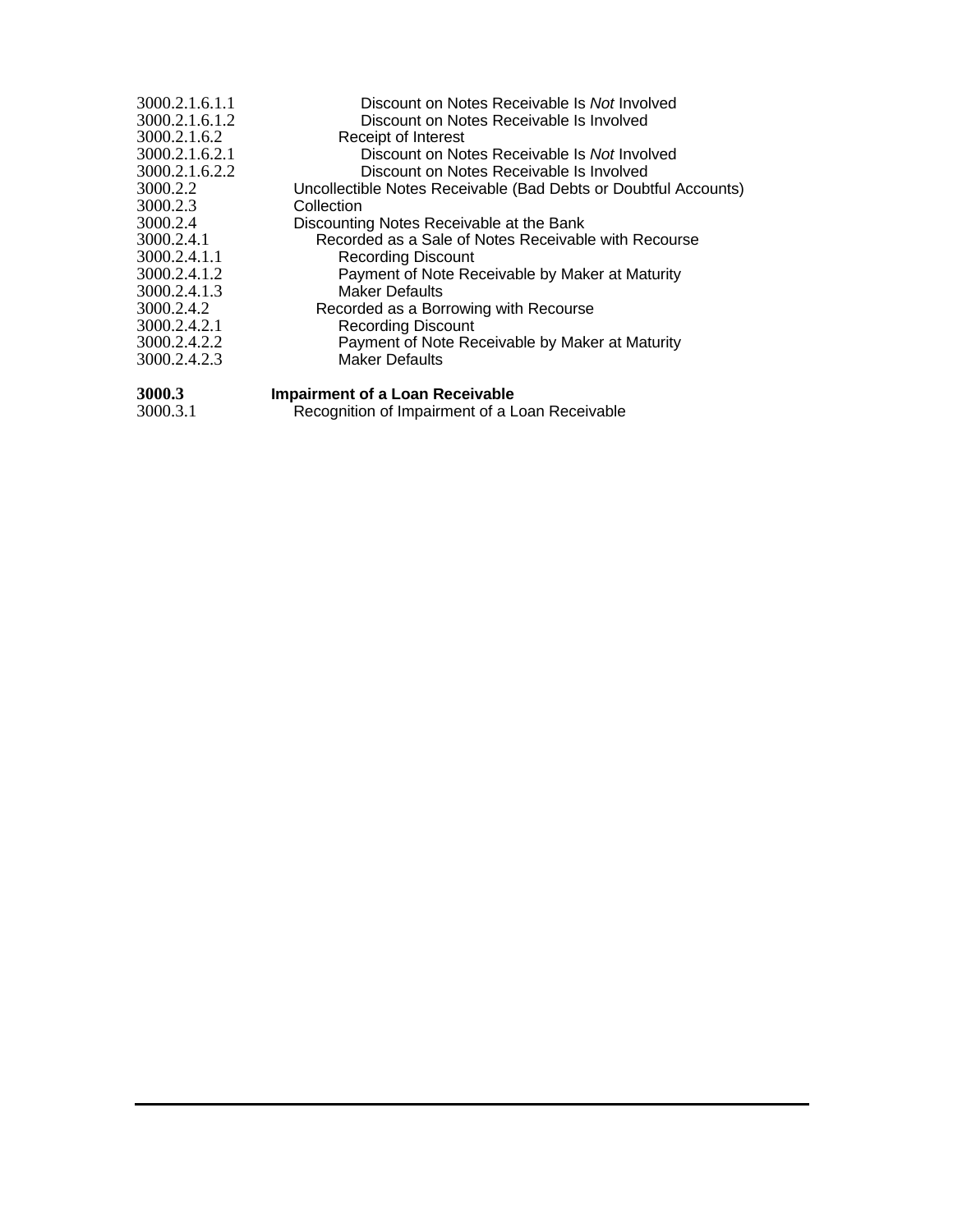| | |
|---|---|
| 3000.2.1.6.1.1 | Discount on Notes Receivable Is *Not* Involved |
| 3000.2.1.6.1.2 | Discount on Notes Receivable Is Involved |
| 3000.2.1.6.2 | Receipt of Interest |
| 3000.2.1.6.2.1 | Discount on Notes Receivable Is *Not* Involved |
| 3000.2.1.6.2.2 | Discount on Notes Receivable Is Involved |
| 3000.2.2 | Uncollectible Notes Receivable (Bad Debts or Doubtful Accounts) |
| 3000.2.3 | Collection |
| 3000.2.4 | Discounting Notes Receivable at the Bank |
| 3000.2.4.1 | Recorded as a Sale of Notes Receivable with Recourse |
| 3000.2.4.1.1 | Recording Discount |
| 3000.2.4.1.2 | Payment of Note Receivable by Maker at Maturity |
| 3000.2.4.1.3 | Maker Defaults |
| 3000.2.4.2 | Recorded as a Borrowing with Recourse |
| 3000.2.4.2.1 | Recording Discount |
| 3000.2.4.2.2 | Payment of Note Receivable by Maker at Maturity |
| 3000.2.4.2.3 | Maker Defaults |
| **3000.3** | **Impairment of a Loan Receivable** |
| 3000.3.1 | Recognition of Impairment of a Loan Receivable |